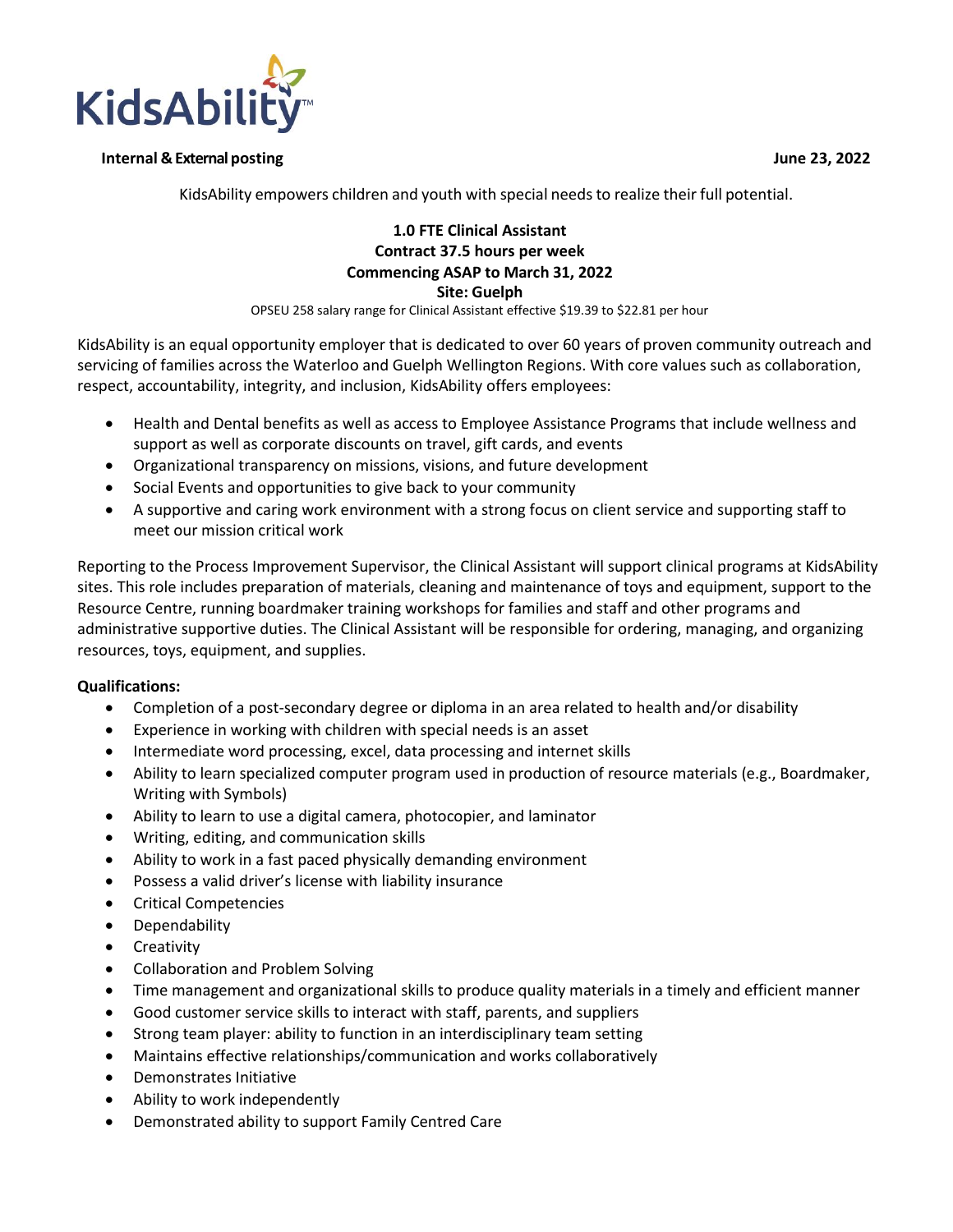KidsAbility™

**Internal & External posting** **June 23, 2022**

KidsAbility empowers children and youth with special needs to realize their full potential.

**1.0 FTE Clinical Assistant**
**Contract 37.5 hours per week**
**Commencing ASAP to March 31, 2022**
**Site: Guelph**

OPSEU 258 salary range for Clinical Assistant effective $19.39 to $22.81 per hour

KidsAbility is an equal opportunity employer that is dedicated to over 60 years of proven community outreach and servicing of families across the Waterloo and Guelph Wellington Regions. With core values such as collaboration, respect, accountability, integrity, and inclusion, KidsAbility offers employees:

- Health and Dental benefits as well as access to Employee Assistance Programs that include wellness and support as well as corporate discounts on travel, gift cards, and events
- Organizational transparency on missions, visions, and future development
- Social Events and opportunities to give back to your community
- A supportive and caring work environment with a strong focus on client service and supporting staff to meet our mission critical work

Reporting to the Process Improvement Supervisor, the Clinical Assistant will support clinical programs at KidsAbility sites. This role includes preparation of materials, cleaning and maintenance of toys and equipment, support to the Resource Centre, running boardmaker training workshops for families and staff and other programs and administrative supportive duties. The Clinical Assistant will be responsible for ordering, managing, and organizing resources, toys, equipment, and supplies.

**Qualifications:**

- Completion of a post-secondary degree or diploma in an area related to health and/or disability
- Experience in working with children with special needs is an asset
- Intermediate word processing, excel, data processing and internet skills
- Ability to learn specialized computer program used in production of resource materials (e.g., Boardmaker, Writing with Symbols)
- Ability to learn to use a digital camera, photocopier, and laminator
- Writing, editing, and communication skills
- Ability to work in a fast paced physically demanding environment
- Possess a valid driver's license with liability insurance
- Critical Competencies
- Dependability
- Creativity
- Collaboration and Problem Solving
- Time management and organizational skills to produce quality materials in a timely and efficient manner
- Good customer service skills to interact with staff, parents, and suppliers
- Strong team player: ability to function in an interdisciplinary team setting
- Maintains effective relationships/communication and works collaboratively
- Demonstrates Initiative
- Ability to work independently
- Demonstrated ability to support Family Centred Care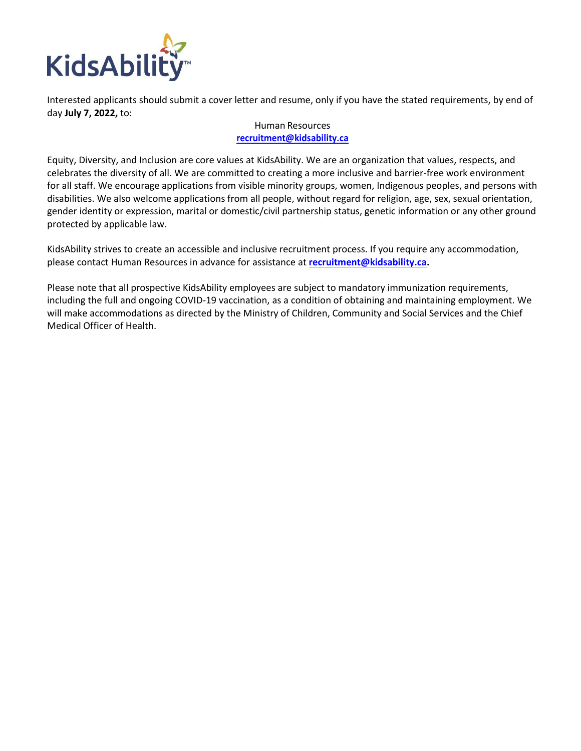KidsAbility™

Interested applicants should submit a cover letter and resume, only if you have the stated requirements, by end of day **July 7, 2022,** to:

Human Resources
**recruitment@kidsability.ca**

Equity, Diversity, and Inclusion are core values at KidsAbility. We are an organization that values, respects, and celebrates the diversity of all. We are committed to creating a more inclusive and barrier-free work environment for all staff. We encourage applications from visible minority groups, women, Indigenous peoples, and persons with disabilities. We also welcome applications from all people, without regard for religion, age, sex, sexual orientation, gender identity or expression, marital or domestic/civil partnership status, genetic information or any other ground protected by applicable law.

KidsAbility strives to create an accessible and inclusive recruitment process. If you require any accommodation, please contact Human Resources in advance for assistance at **recruitment@kidsability.ca.**

Please note that all prospective KidsAbility employees are subject to mandatory immunization requirements, including the full and ongoing COVID-19 vaccination, as a condition of obtaining and maintaining employment. We will make accommodations as directed by the Ministry of Children, Community and Social Services and the Chief Medical Officer of Health.